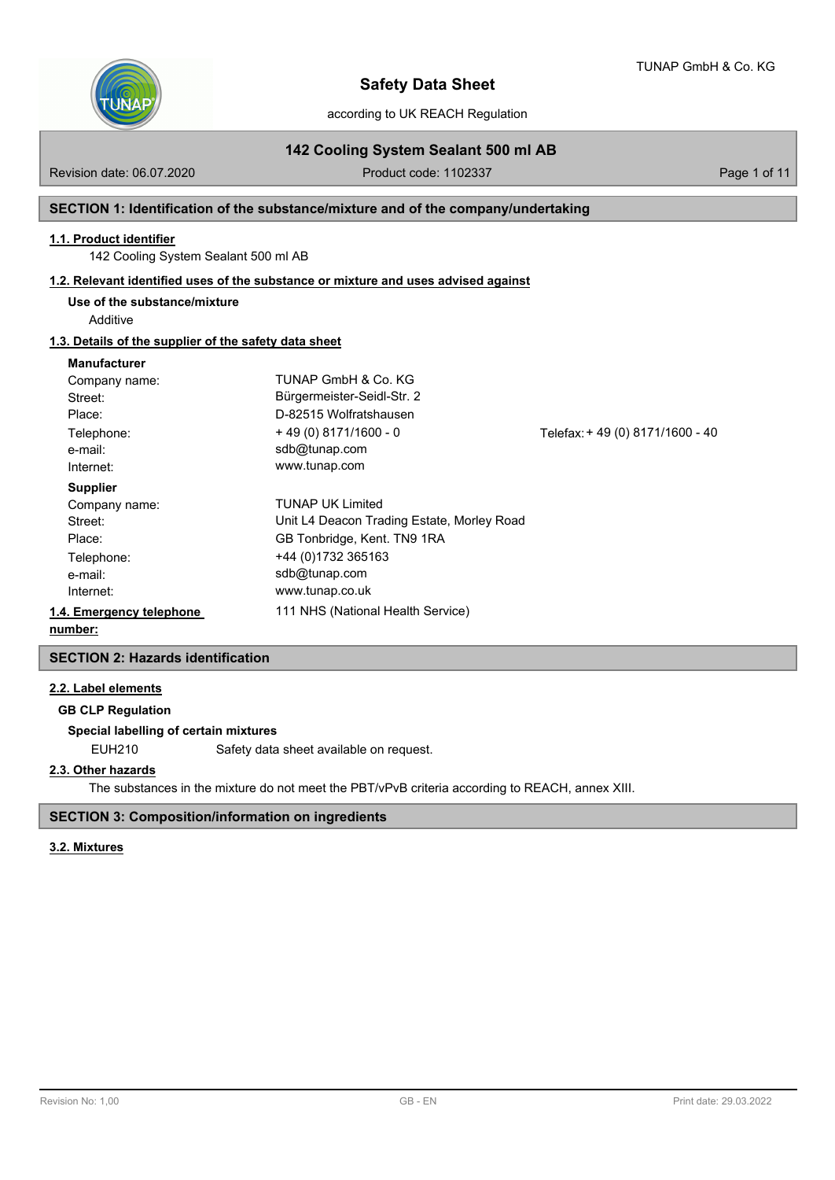# Safety Data Sheet

according to UK REACH Regulation

## 142 Cooling System Sealant 500 ml AB

Revision date: 06.07.2020 | Product code: 1102337

## SECTION 1: Identification of the substance/mixture and of the company/undertaking

### 1.1. Product identifier

142 Cooling System Sealant 500 ml AB

### 1.2. Relevant identified uses of the substance or mixture and uses advised against

**Use of the substance/mixture**

Additive

### 1.3. Details of the supplier of the safety data sheet

**Manufacturer**

| | | |
|---|---|---|
| Company name: | TUNAP GmbH & Co. KG | |
| Street: | Bürgermeister-Seidl-Str. 2 | |
| Place: | D-82515 Wolfratshausen | |
| Telephone: | + 49 (0) 8171/1600 - 0 | Telefax: + 49 (0) 8171/1600 - 40 |
| e-mail: | sdb@tunap.com | |
| Internet: | www.tunap.com | |

**Supplier**

| | |
|---|---|
| Company name: | TUNAP UK Limited |
| Street: | Unit L4 Deacon Trading Estate, Morley Road |
| Place: | GB Tonbridge, Kent. TN9 1RA |
| Telephone: | +44 (0)1732 365163 |
| e-mail: | sdb@tunap.com |
| Internet: | www.tunap.co.uk |

### 1.4. Emergency telephone number:

111 NHS (National Health Service)

## SECTION 2: Hazards identification

### 2.2. Label elements

**GB CLP Regulation**

**Special labelling of certain mixtures**

EUH210 Safety data sheet available on request.

### 2.3. Other hazards

The substances in the mixture do not meet the PBT/vPvB criteria according to REACH, annex XIII.

## SECTION 3: Composition/information on ingredients

### 3.2. Mixtures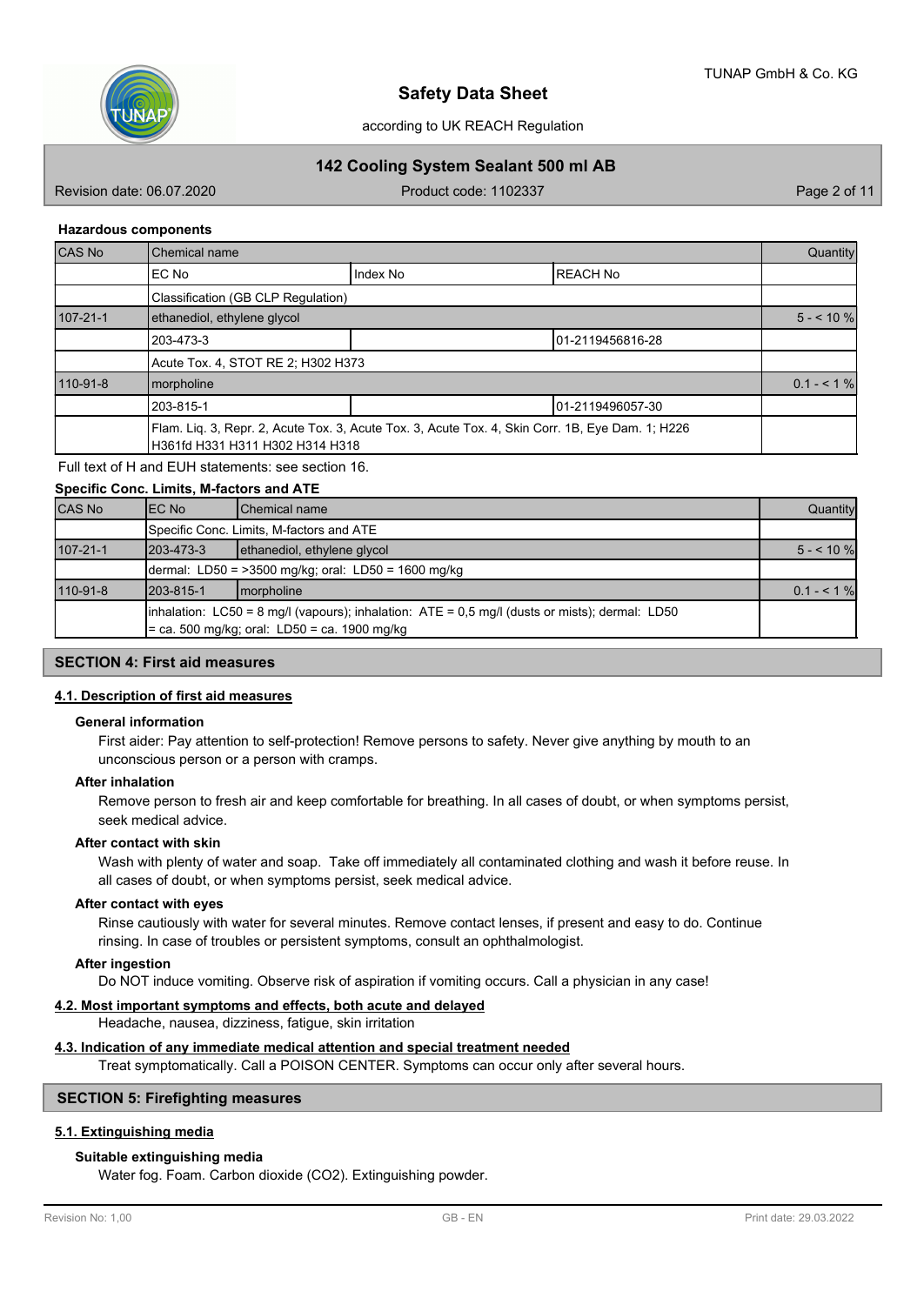**Hazardous components**

| CAS No | Chemical name | | | Quantity |
|---|---|---|---|---|
| | EC No | Index No | REACH No | |
| | Classification (GB CLP Regulation) | | | |
| 107-21-1 | ethanediol, ethylene glycol | | | 5 - < 10 % |
| | 203-473-3 | | 01-2119456816-28 | |
| | Acute Tox. 4, STOT RE 2; H302 H373 | | | |
| 110-91-8 | morpholine | | | 0.1 - < 1 % |
| | 203-815-1 | | 01-2119496057-30 | |
| | Flam. Liq. 3, Repr. 2, Acute Tox. 3, Acute Tox. 3, Acute Tox. 4, Skin Corr. 1B, Eye Dam. 1; H226 H361fd H331 H311 H302 H314 H318 | | | |

Full text of H and EUH statements: see section 16.

**Specific Conc. Limits, M-factors and ATE**

| CAS No | EC No | Chemical name | Quantity |
|---|---|---|---|
| | Specific Conc. Limits, M-factors and ATE | | |
| 107-21-1 | 203-473-3 | ethanediol, ethylene glycol | 5 - < 10 % |
| | dermal: LD50 = >3500 mg/kg; oral: LD50 = 1600 mg/kg | | |
| 110-91-8 | 203-815-1 | morpholine | 0.1 - < 1 % |
| | inhalation: LC50 = 8 mg/l (vapours); inhalation: ATE = 0,5 mg/l (dusts or mists); dermal: LD50 = ca. 500 mg/kg; oral: LD50 = ca. 1900 mg/kg | | |

## SECTION 4: First aid measures

### 4.1. Description of first aid measures

**General information**

First aider: Pay attention to self-protection! Remove persons to safety. Never give anything by mouth to an unconscious person or a person with cramps.

**After inhalation**

Remove person to fresh air and keep comfortable for breathing. In all cases of doubt, or when symptoms persist, seek medical advice.

**After contact with skin**

Wash with plenty of water and soap. Take off immediately all contaminated clothing and wash it before reuse. In all cases of doubt, or when symptoms persist, seek medical advice.

**After contact with eyes**

Rinse cautiously with water for several minutes. Remove contact lenses, if present and easy to do. Continue rinsing. In case of troubles or persistent symptoms, consult an ophthalmologist.

**After ingestion**

Do NOT induce vomiting. Observe risk of aspiration if vomiting occurs. Call a physician in any case!

### 4.2. Most important symptoms and effects, both acute and delayed

Headache, nausea, dizziness, fatigue, skin irritation

### 4.3. Indication of any immediate medical attention and special treatment needed

Treat symptomatically. Call a POISON CENTER. Symptoms can occur only after several hours.

## SECTION 5: Firefighting measures

### 5.1. Extinguishing media

**Suitable extinguishing media**

Water fog. Foam. Carbon dioxide ($CO_2$). Extinguishing powder.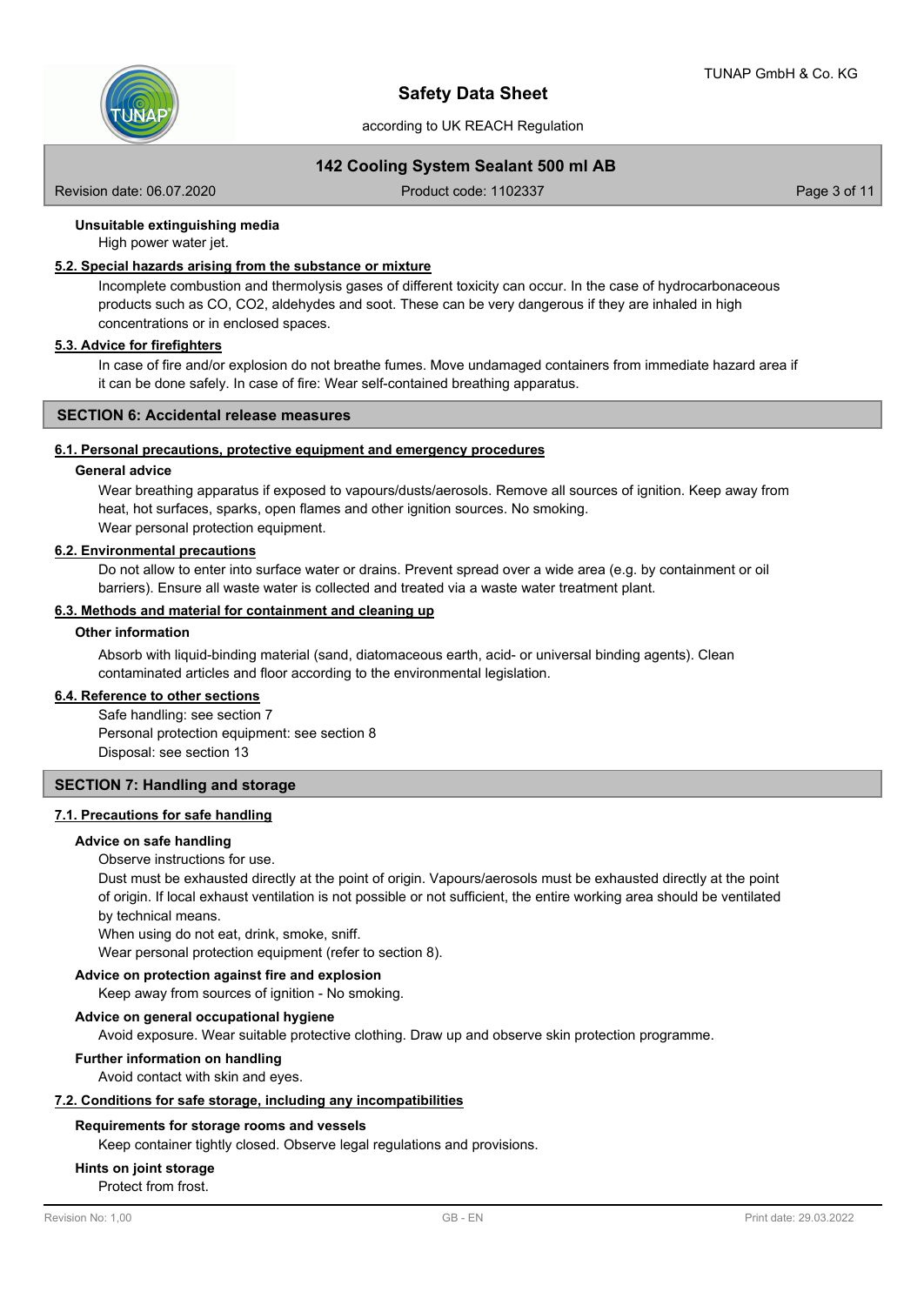#### Unsuitable extinguishing media

High power water jet.

### 5.2. Special hazards arising from the substance or mixture

Incomplete combustion and thermolysis gases of different toxicity can occur. In the case of hydrocarbonaceous products such as CO, $CO_2$, aldehydes and soot. These can be very dangerous if they are inhaled in high concentrations or in enclosed spaces.

### 5.3. Advice for firefighters

In case of fire and/or explosion do not breathe fumes. Move undamaged containers from immediate hazard area if it can be done safely. In case of fire: Wear self-contained breathing apparatus.

## SECTION 6: Accidental release measures

### 6.1. Personal precautions, protective equipment and emergency procedures

#### General advice

Wear breathing apparatus if exposed to vapours/dusts/aerosols. Remove all sources of ignition. Keep away from heat, hot surfaces, sparks, open flames and other ignition sources. No smoking.
Wear personal protection equipment.

### 6.2. Environmental precautions

Do not allow to enter into surface water or drains. Prevent spread over a wide area (e.g. by containment or oil barriers). Ensure all waste water is collected and treated via a waste water treatment plant.

### 6.3. Methods and material for containment and cleaning up

#### Other information

Absorb with liquid-binding material (sand, diatomaceous earth, acid- or universal binding agents). Clean contaminated articles and floor according to the environmental legislation.

### 6.4. Reference to other sections

Safe handling: see section 7
Personal protection equipment: see section 8
Disposal: see section 13

## SECTION 7: Handling and storage

### 7.1. Precautions for safe handling

#### Advice on safe handling

Observe instructions for use.
Dust must be exhausted directly at the point of origin. Vapours/aerosols must be exhausted directly at the point of origin. If local exhaust ventilation is not possible or not sufficient, the entire working area should be ventilated by technical means.
When using do not eat, drink, smoke, sniff.
Wear personal protection equipment (refer to section 8).

#### Advice on protection against fire and explosion

Keep away from sources of ignition - No smoking.

#### Advice on general occupational hygiene

Avoid exposure. Wear suitable protective clothing. Draw up and observe skin protection programme.

#### Further information on handling

Avoid contact with skin and eyes.

### 7.2. Conditions for safe storage, including any incompatibilities

#### Requirements for storage rooms and vessels

Keep container tightly closed. Observe legal regulations and provisions.

#### Hints on joint storage

Protect from frost.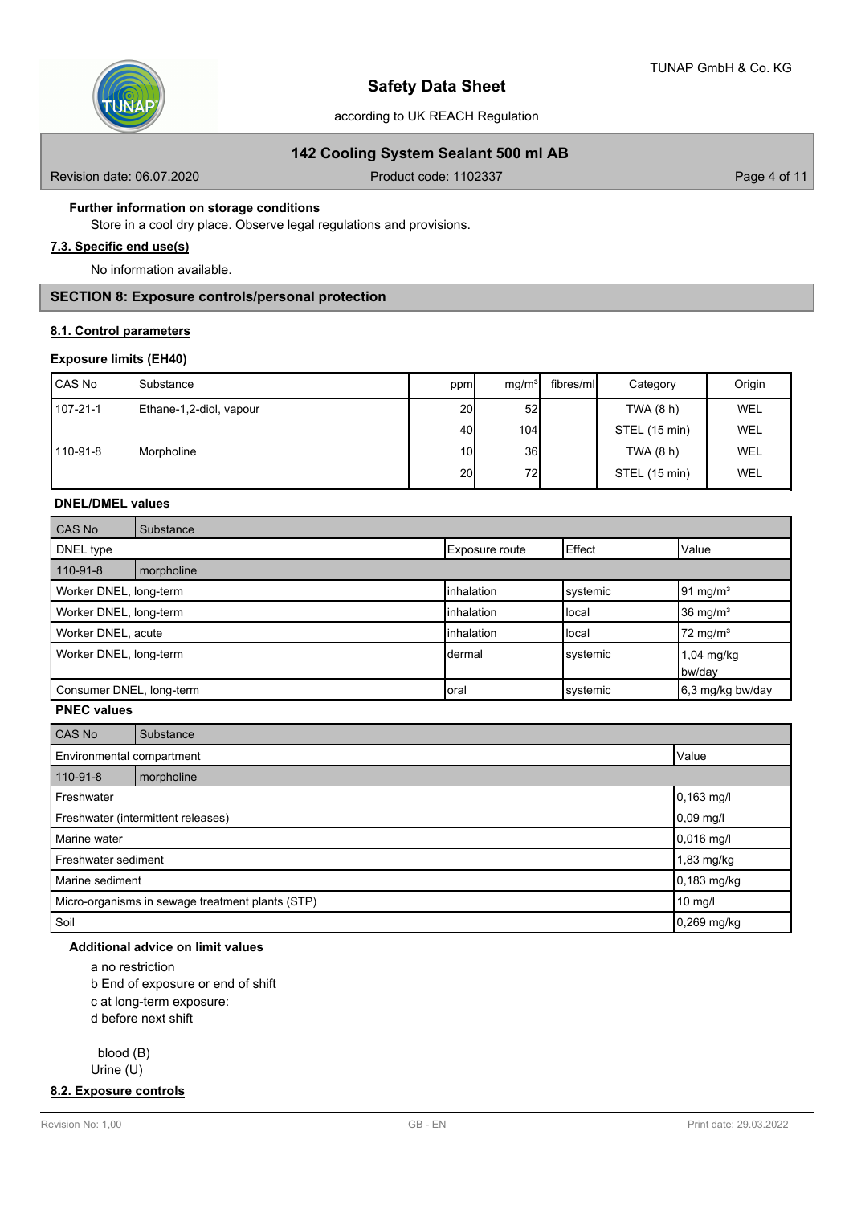**Further information on storage conditions**

Store in a cool dry place. Observe legal regulations and provisions.

**7.3. Specific end use(s)**

No information available.

## SECTION 8: Exposure controls/personal protection

**8.1. Control parameters**

**Exposure limits (EH40)**

| CAS No | Substance | ppm | mg/m³ | fibres/ml | Category | Origin |
|---|---|---|---|---|---|---|
| 107-21-1 | Ethane-1,2-diol, vapour | 20 | 52 | | TWA (8 h) | WEL |
| | | 40 | 104 | | STEL (15 min) | WEL |
| 110-91-8 | Morpholine | 10 | 36 | | TWA (8 h) | WEL |
| | | 20 | 72 | | STEL (15 min) | WEL |

**DNEL/DMEL values**

| CAS No | Substance | | |
|---|---|---|---|
| DNEL type | Exposure route | Effect | Value |
| 110-91-8 | morpholine | | |
| Worker DNEL, long-term | inhalation | systemic | 91 mg/m³ |
| Worker DNEL, long-term | inhalation | local | 36 mg/m³ |
| Worker DNEL, acute | inhalation | local | 72 mg/m³ |
| Worker DNEL, long-term | dermal | systemic | 1,04 mg/kg bw/day |
| Consumer DNEL, long-term | oral | systemic | 6,3 mg/kg bw/day |

**PNEC values**

| CAS No | Substance |
|---|---|
| Environmental compartment | Value |
| 110-91-8 morpholine | |
| Freshwater | 0,163 mg/l |
| Freshwater (intermittent releases) | 0,09 mg/l |
| Marine water | 0,016 mg/l |
| Freshwater sediment | 1,83 mg/kg |
| Marine sediment | 0,183 mg/kg |
| Micro-organisms in sewage treatment plants (STP) | 10 mg/l |
| Soil | 0,269 mg/kg |

**Additional advice on limit values**

a no restriction
b End of exposure or end of shift
c at long-term exposure:
d before next shift

blood (B)
Urine (U)

**8.2. Exposure controls**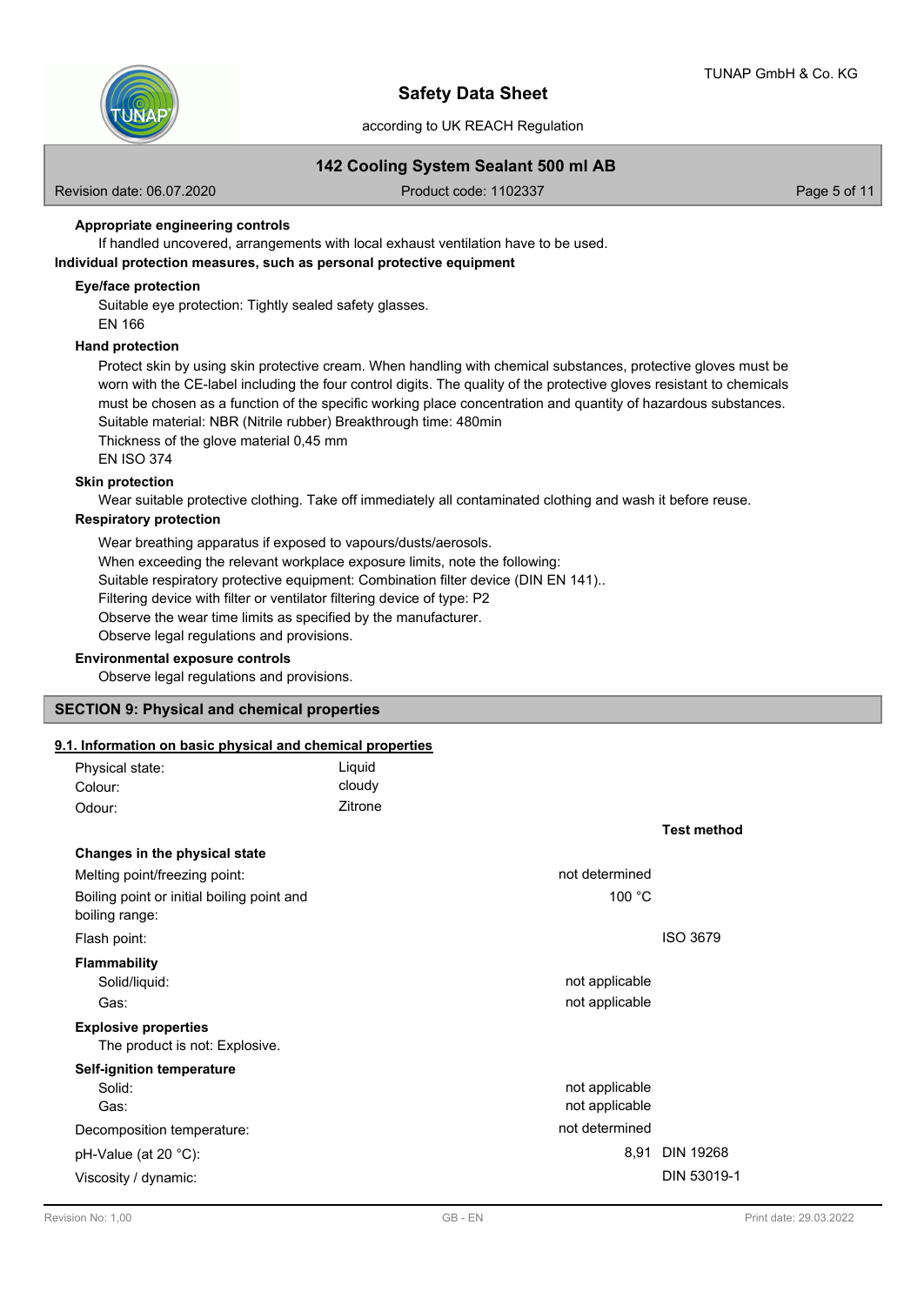**Appropriate engineering controls**

If handled uncovered, arrangements with local exhaust ventilation have to be used.

**Individual protection measures, such as personal protective equipment**

**Eye/face protection**

Suitable eye protection: Tightly sealed safety glasses.
EN 166

**Hand protection**

Protect skin by using skin protective cream. When handling with chemical substances, protective gloves must be worn with the CE-label including the four control digits. The quality of the protective gloves resistant to chemicals must be chosen as a function of the specific working place concentration and quantity of hazardous substances.
Suitable material: NBR (Nitrile rubber) Breakthrough time: 480min
Thickness of the glove material 0,45 mm
EN ISO 374

**Skin protection**

Wear suitable protective clothing. Take off immediately all contaminated clothing and wash it before reuse.

**Respiratory protection**

Wear breathing apparatus if exposed to vapours/dusts/aerosols.
When exceeding the relevant workplace exposure limits, note the following:
Suitable respiratory protective equipment: Combination filter device (DIN EN 141)..
Filtering device with filter or ventilator filtering device of type: P2
Observe the wear time limits as specified by the manufacturer.
Observe legal regulations and provisions.

**Environmental exposure controls**

Observe legal regulations and provisions.

## SECTION 9: Physical and chemical properties

### 9.1. Information on basic physical and chemical properties

| | | |
|---|---|---|
| Physical state: | Liquid | |
| Colour: | cloudy | |
| Odour: | Zitrone | |
| | | **Test method** |
| **Changes in the physical state** | | |
| Melting point/freezing point: | not determined | |
| Boiling point or initial boiling point and boiling range: | 100 °C | |
| Flash point: | | ISO 3679 |
| **Flammability** | | |
| Solid/liquid: | not applicable | |
| Gas: | not applicable | |
| **Explosive properties** | | |
| The product is not: Explosive. | | |
| **Self-ignition temperature** | | |
| Solid: | not applicable | |
| Gas: | not applicable | |
| Decomposition temperature: | not determined | |
| pH-Value (at 20 °C): | 8,91 | DIN 19268 |
| Viscosity / dynamic: | | DIN 53019-1 |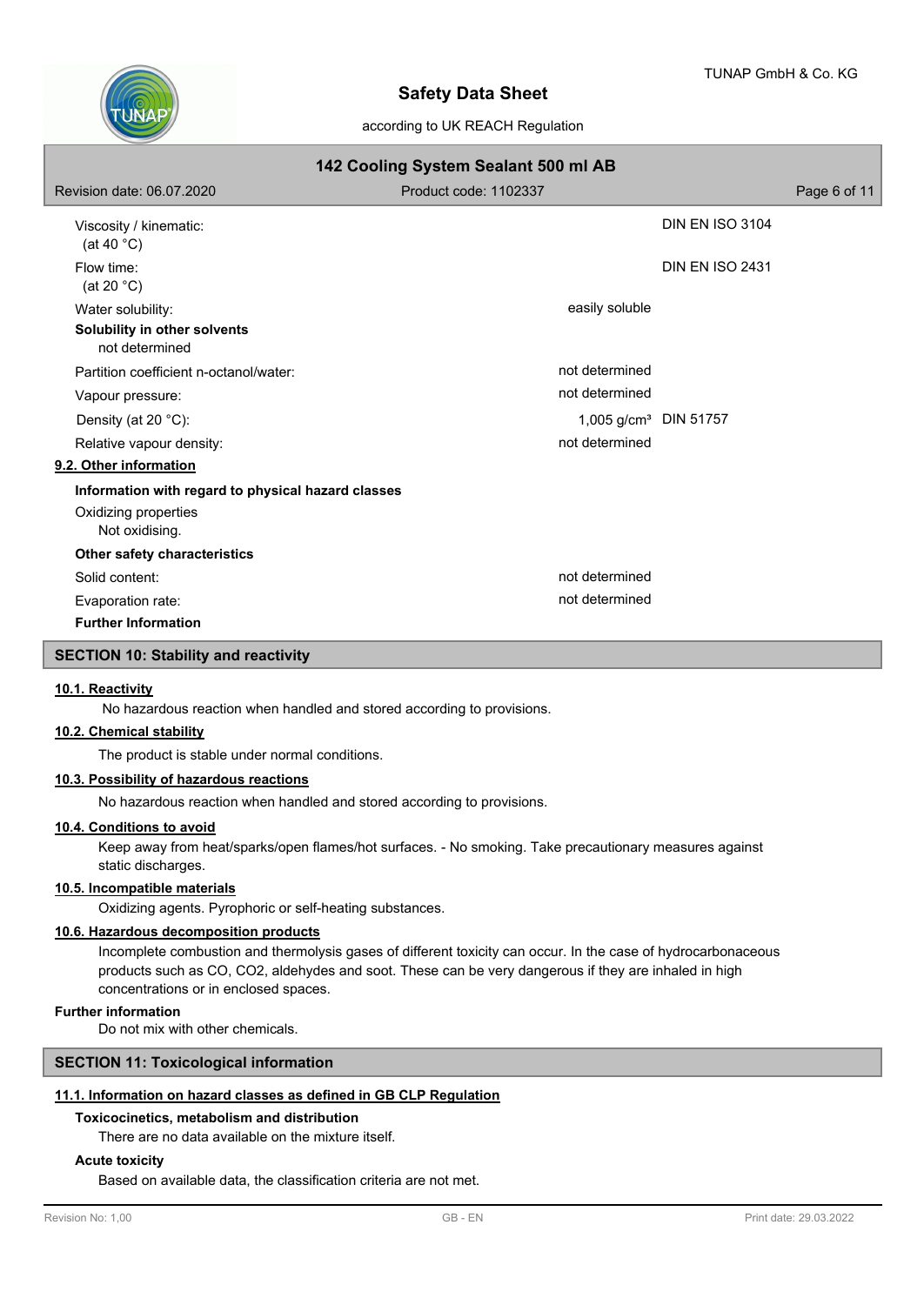| | | |
|---|---|---|
| Viscosity / kinematic: (at 40 °C) | | DIN EN ISO 3104 |
| Flow time: (at 20 °C) | | DIN EN ISO 2431 |
| Water solubility: | easily soluble | |

**Solubility in other solvents**

not determined

| | | |
|---|---|---|
| Partition coefficient n-octanol/water: | not determined | |
| Vapour pressure: | not determined | |
| Density (at 20 °C): | 1,005 g/cm³ | DIN 51757 |
| Relative vapour density: | not determined | |

**9.2. Other information**

**Information with regard to physical hazard classes**

Oxidizing properties

Not oxidising.

**Other safety characteristics**

| | |
|---|---|
| Solid content: | not determined |
| Evaporation rate: | not determined |

**Further Information**

## SECTION 10: Stability and reactivity

**10.1. Reactivity**

No hazardous reaction when handled and stored according to provisions.

**10.2. Chemical stability**

The product is stable under normal conditions.

**10.3. Possibility of hazardous reactions**

No hazardous reaction when handled and stored according to provisions.

**10.4. Conditions to avoid**

Keep away from heat/sparks/open flames/hot surfaces. - No smoking. Take precautionary measures against static discharges.

**10.5. Incompatible materials**

Oxidizing agents. Pyrophoric or self-heating substances.

**10.6. Hazardous decomposition products**

Incomplete combustion and thermolysis gases of different toxicity can occur. In the case of hydrocarbonaceous products such as CO, $CO_2$, aldehydes and soot. These can be very dangerous if they are inhaled in high concentrations or in enclosed spaces.

**Further information**

Do not mix with other chemicals.

## SECTION 11: Toxicological information

**11.1. Information on hazard classes as defined in GB CLP Regulation**

**Toxicocinetics, metabolism and distribution**

There are no data available on the mixture itself.

**Acute toxicity**

Based on available data, the classification criteria are not met.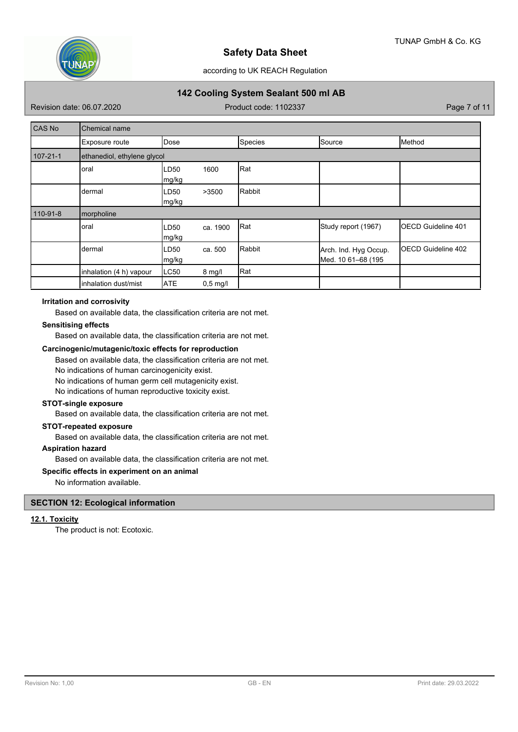| CAS No | Chemical name | | | | |
|---|---|---|---|---|---|
| | Exposure route | Dose | Species | Source | Method |
| 107-21-1 | ethanediol, ethylene glycol | | | | |
| | oral | LD50 1600 mg/kg | Rat | | |
| | dermal | LD50 >3500 mg/kg | Rabbit | | |
| 110-91-8 | morpholine | | | | |
| | oral | LD50 ca. 1900 mg/kg | Rat | Study report (1967) | OECD Guideline 401 |
| | dermal | LD50 ca. 500 mg/kg | Rabbit | Arch. Ind. Hyg Occup. Med. 10 61–68 (195 | OECD Guideline 402 |
| | inhalation (4 h) vapour | LC50 8 mg/l | Rat | | |
| | inhalation dust/mist | ATE 0,5 mg/l | | | |

**Irritation and corrosivity**

Based on available data, the classification criteria are not met.

**Sensitising effects**

Based on available data, the classification criteria are not met.

**Carcinogenic/mutagenic/toxic effects for reproduction**

Based on available data, the classification criteria are not met.
No indications of human carcinogenicity exist.
No indications of human germ cell mutagenicity exist.
No indications of human reproductive toxicity exist.

**STOT-single exposure**

Based on available data, the classification criteria are not met.

**STOT-repeated exposure**

Based on available data, the classification criteria are not met.

**Aspiration hazard**

Based on available data, the classification criteria are not met.

**Specific effects in experiment on an animal**

No information available.

## SECTION 12: Ecological information

### 12.1. Toxicity

The product is not: Ecotoxic.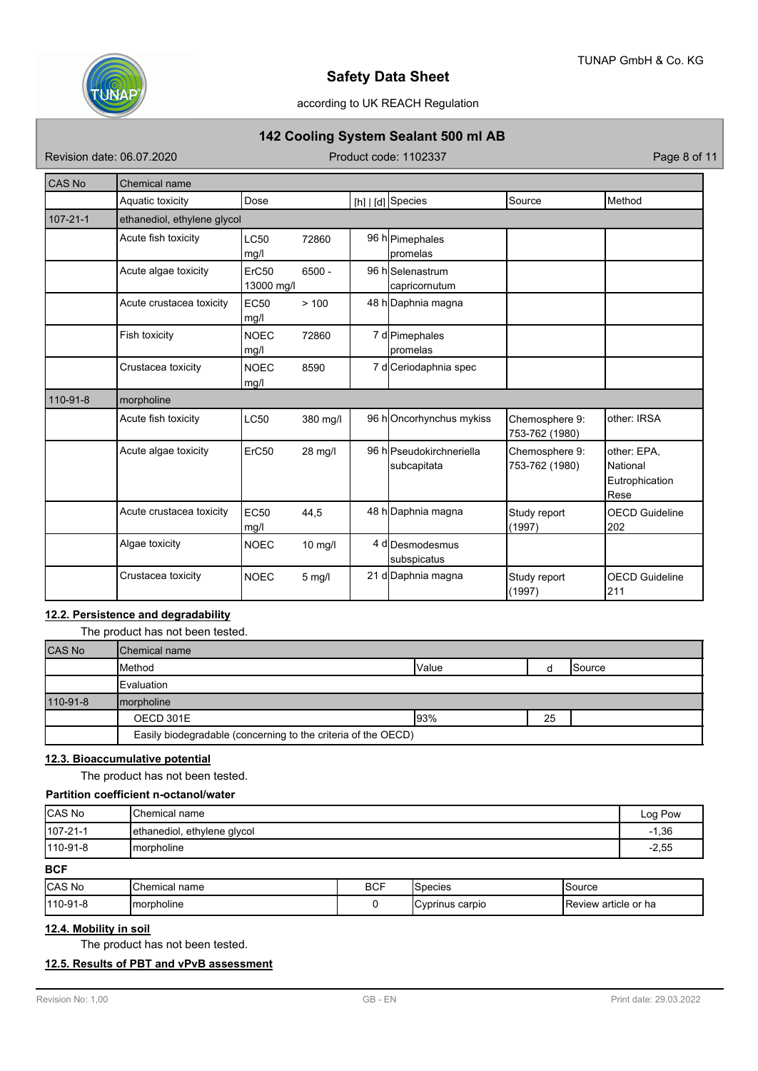| CAS No | Chemical name | | | | | |
|---|---|---|---|---|---|---|
| | Aquatic toxicity | Dose | | [h] \| [d] | Species | Source | Method |
| 107-21-1 | ethanediol, ethylene glycol | | | | | | |
| | Acute fish toxicity | LC50 mg/l | 72860 | 96 h | Pimephales promelas | | |
| | Acute algae toxicity | ErC50 13000 mg/l | 6500 - | 96 h | Selenastrum capricornutum | | |
| | Acute crustacea toxicity | EC50 mg/l | > 100 | 48 h | Daphnia magna | | |
| | Fish toxicity | NOEC mg/l | 72860 | 7 d | Pimephales promelas | | |
| | Crustacea toxicity | NOEC mg/l | 8590 | 7 d | Ceriodaphnia spec | | |
| 110-91-8 | morpholine | | | | | | |
| | Acute fish toxicity | LC50 | 380 mg/l | 96 h | Oncorhynchus mykiss | Chemosphere 9: 753-762 (1980) | other: IRSA |
| | Acute algae toxicity | ErC50 | 28 mg/l | 96 h | Pseudokirchneriella subcapitata | Chemosphere 9: 753-762 (1980) | other: EPA, National Eutrophication Rese |
| | Acute crustacea toxicity | EC50 mg/l | 44,5 | 48 h | Daphnia magna | Study report (1997) | OECD Guideline 202 |
| | Algae toxicity | NOEC | 10 mg/l | 4 d | Desmodesmus subspicatus | | |
| | Crustacea toxicity | NOEC | 5 mg/l | 21 d | Daphnia magna | Study report (1997) | OECD Guideline 211 |

**12.2. Persistence and degradability**

The product has not been tested.

| CAS No | Chemical name | | | |
|---|---|---|---|---|
| | Method | Value | d | Source |
| | Evaluation | | | |
| 110-91-8 | morpholine | | | |
| | OECD 301E | 93% | 25 | |
| | Easily biodegradable (concerning to the criteria of the OECD) | | | |

**12.3. Bioaccumulative potential**

The product has not been tested.

**Partition coefficient n-octanol/water**

| CAS No | Chemical name | Log Pow |
|---|---|---|
| 107-21-1 | ethanediol, ethylene glycol | -1,36 |
| 110-91-8 | morpholine | -2,55 |

**BCF**

| CAS No | Chemical name | BCF | Species | Source |
|---|---|---|---|---|
| 110-91-8 | morpholine | 0 | Cyprinus carpio | Review article or ha |

**12.4. Mobility in soil**

The product has not been tested.

**12.5. Results of PBT and vPvB assessment**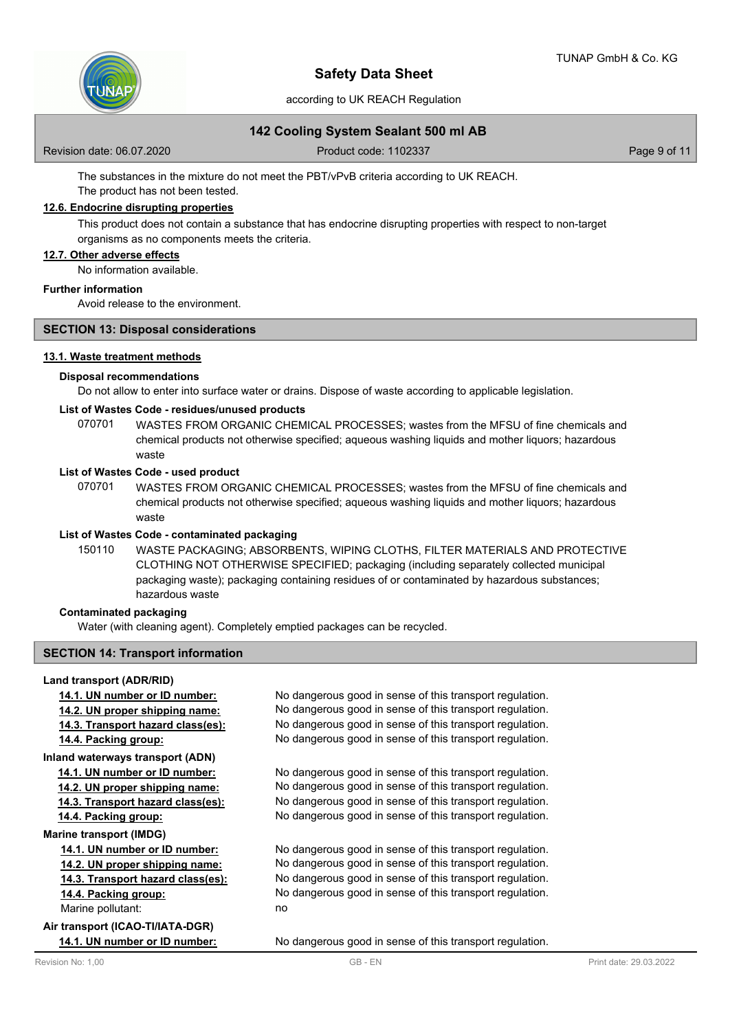The substances in the mixture do not meet the PBT/vPvB criteria according to UK REACH.
The product has not been tested.

### 12.6. Endocrine disrupting properties

This product does not contain a substance that has endocrine disrupting properties with respect to non-target organisms as no components meets the criteria.

### 12.7. Other adverse effects

No information available.

**Further information**

Avoid release to the environment.

## SECTION 13: Disposal considerations

### 13.1. Waste treatment methods

**Disposal recommendations**

Do not allow to enter into surface water or drains. Dispose of waste according to applicable legislation.

**List of Wastes Code - residues/unused products**

070701 WASTES FROM ORGANIC CHEMICAL PROCESSES; wastes from the MFSU of fine chemicals and chemical products not otherwise specified; aqueous washing liquids and mother liquors; hazardous waste

**List of Wastes Code - used product**

070701 WASTES FROM ORGANIC CHEMICAL PROCESSES; wastes from the MFSU of fine chemicals and chemical products not otherwise specified; aqueous washing liquids and mother liquors; hazardous waste

**List of Wastes Code - contaminated packaging**

150110 WASTE PACKAGING; ABSORBENTS, WIPING CLOTHS, FILTER MATERIALS AND PROTECTIVE CLOTHING NOT OTHERWISE SPECIFIED; packaging (including separately collected municipal packaging waste); packaging containing residues of or contaminated by hazardous substances; hazardous waste

**Contaminated packaging**

Water (with cleaning agent). Completely emptied packages can be recycled.

## SECTION 14: Transport information

**Land transport (ADR/RID)**

| | |
|---|---|
| 14.1. UN number or ID number: | No dangerous good in sense of this transport regulation. |
| 14.2. UN proper shipping name: | No dangerous good in sense of this transport regulation. |
| 14.3. Transport hazard class(es): | No dangerous good in sense of this transport regulation. |
| 14.4. Packing group: | No dangerous good in sense of this transport regulation. |

**Inland waterways transport (ADN)**

| | |
|---|---|
| 14.1. UN number or ID number: | No dangerous good in sense of this transport regulation. |
| 14.2. UN proper shipping name: | No dangerous good in sense of this transport regulation. |
| 14.3. Transport hazard class(es): | No dangerous good in sense of this transport regulation. |
| 14.4. Packing group: | No dangerous good in sense of this transport regulation. |

**Marine transport (IMDG)**

| | |
|---|---|
| 14.1. UN number or ID number: | No dangerous good in sense of this transport regulation. |
| 14.2. UN proper shipping name: | No dangerous good in sense of this transport regulation. |
| 14.3. Transport hazard class(es): | No dangerous good in sense of this transport regulation. |
| 14.4. Packing group: | No dangerous good in sense of this transport regulation. |
| Marine pollutant: | no |

**Air transport (ICAO-TI/IATA-DGR)**

| | |
|---|---|
| 14.1. UN number or ID number: | No dangerous good in sense of this transport regulation. |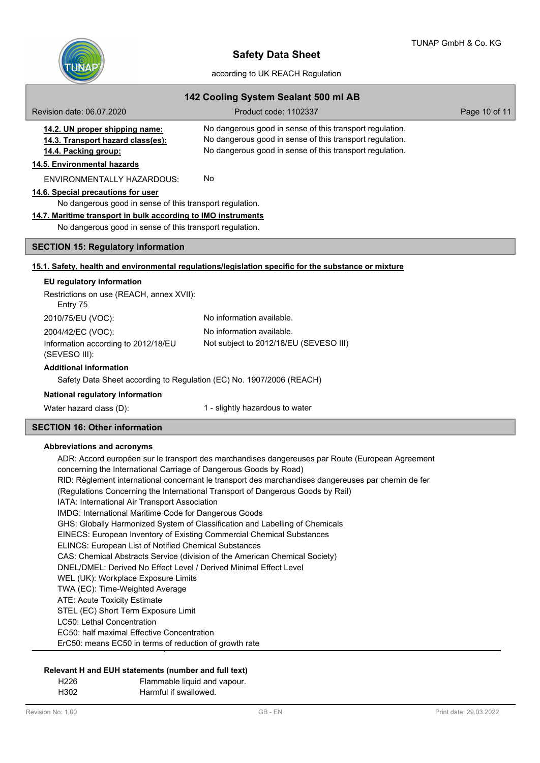**14.2. UN proper shipping name:** No dangerous good in sense of this transport regulation.

**14.3. Transport hazard class(es):** No dangerous good in sense of this transport regulation.

**14.4. Packing group:** No dangerous good in sense of this transport regulation.

**14.5. Environmental hazards**

ENVIRONMENTALLY HAZARDOUS: No

**14.6. Special precautions for user**

No dangerous good in sense of this transport regulation.

**14.7. Maritime transport in bulk according to IMO instruments**

No dangerous good in sense of this transport regulation.

## SECTION 15: Regulatory information

**15.1. Safety, health and environmental regulations/legislation specific for the substance or mixture**

**EU regulatory information**

Restrictions on use (REACH, annex XVII):
Entry 75

| | |
|---|---|
| 2010/75/EU (VOC): | No information available. |
| 2004/42/EC (VOC): | No information available. |
| Information according to 2012/18/EU (SEVESO III): | Not subject to 2012/18/EU (SEVESO III) |

**Additional information**

Safety Data Sheet according to Regulation (EC) No. 1907/2006 (REACH)

**National regulatory information**

Water hazard class (D): 1 - slightly hazardous to water

## SECTION 16: Other information

**Abbreviations and acronyms**

ADR: Accord européen sur le transport des marchandises dangereuses par Route (European Agreement concerning the International Carriage of Dangerous Goods by Road)
RID: Règlement international concernant le transport des marchandises dangereuses par chemin de fer (Regulations Concerning the International Transport of Dangerous Goods by Rail)
IATA: International Air Transport Association
IMDG: International Maritime Code for Dangerous Goods
GHS: Globally Harmonized System of Classification and Labelling of Chemicals
EINECS: European Inventory of Existing Commercial Chemical Substances
ELINCS: European List of Notified Chemical Substances
CAS: Chemical Abstracts Service (division of the American Chemical Society)
DNEL/DMEL: Derived No Effect Level / Derived Minimal Effect Level
WEL (UK): Workplace Exposure Limits
TWA (EC): Time-Weighted Average
ATE: Acute Toxicity Estimate
STEL (EC) Short Term Exposure Limit
LC50: Lethal Concentration
EC50: half maximal Effective Concentration
ErC50: means EC50 in terms of reduction of growth rate

**Relevant H and EUH statements (number and full text)**

| | |
|---|---|
| H226 | Flammable liquid and vapour. |
| H302 | Harmful if swallowed. |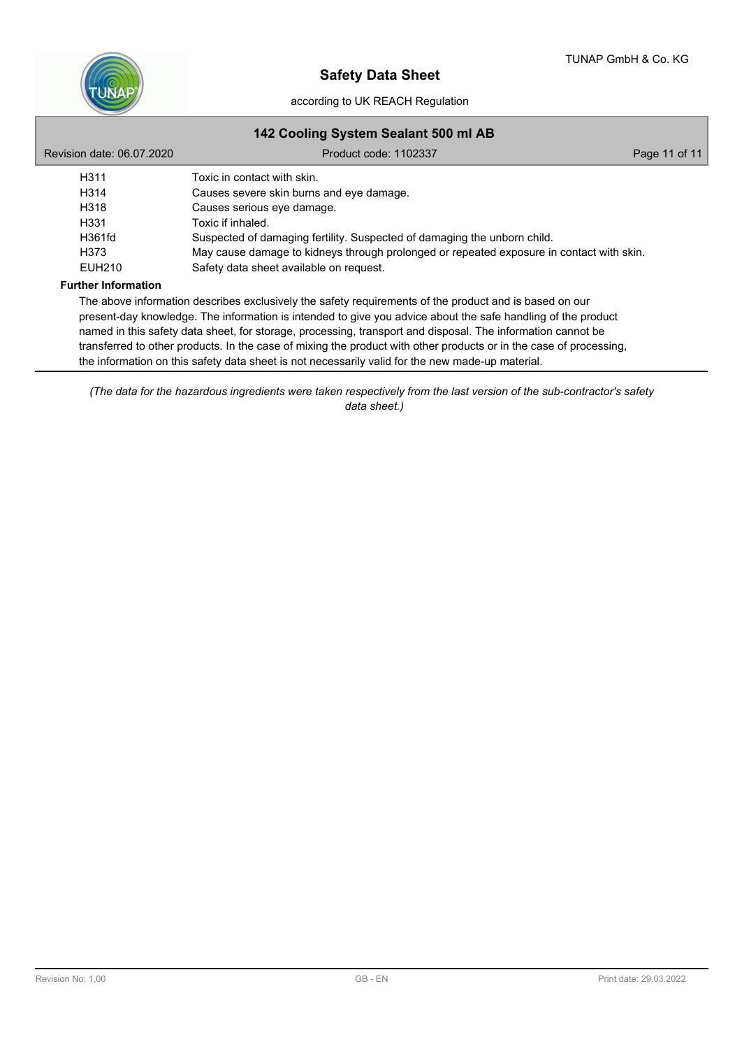| | |
|---|---|
| H311 | Toxic in contact with skin. |
| H314 | Causes severe skin burns and eye damage. |
| H318 | Causes serious eye damage. |
| H331 | Toxic if inhaled. |
| H361fd | Suspected of damaging fertility. Suspected of damaging the unborn child. |
| H373 | May cause damage to kidneys through prolonged or repeated exposure in contact with skin. |
| EUH210 | Safety data sheet available on request. |

**Further Information**

The above information describes exclusively the safety requirements of the product and is based on our present-day knowledge. The information is intended to give you advice about the safe handling of the product named in this safety data sheet, for storage, processing, transport and disposal. The information cannot be transferred to other products. In the case of mixing the product with other products or in the case of processing, the information on this safety data sheet is not necessarily valid for the new made-up material.

*(The data for the hazardous ingredients were taken respectively from the last version of the sub-contractor's safety data sheet.)*